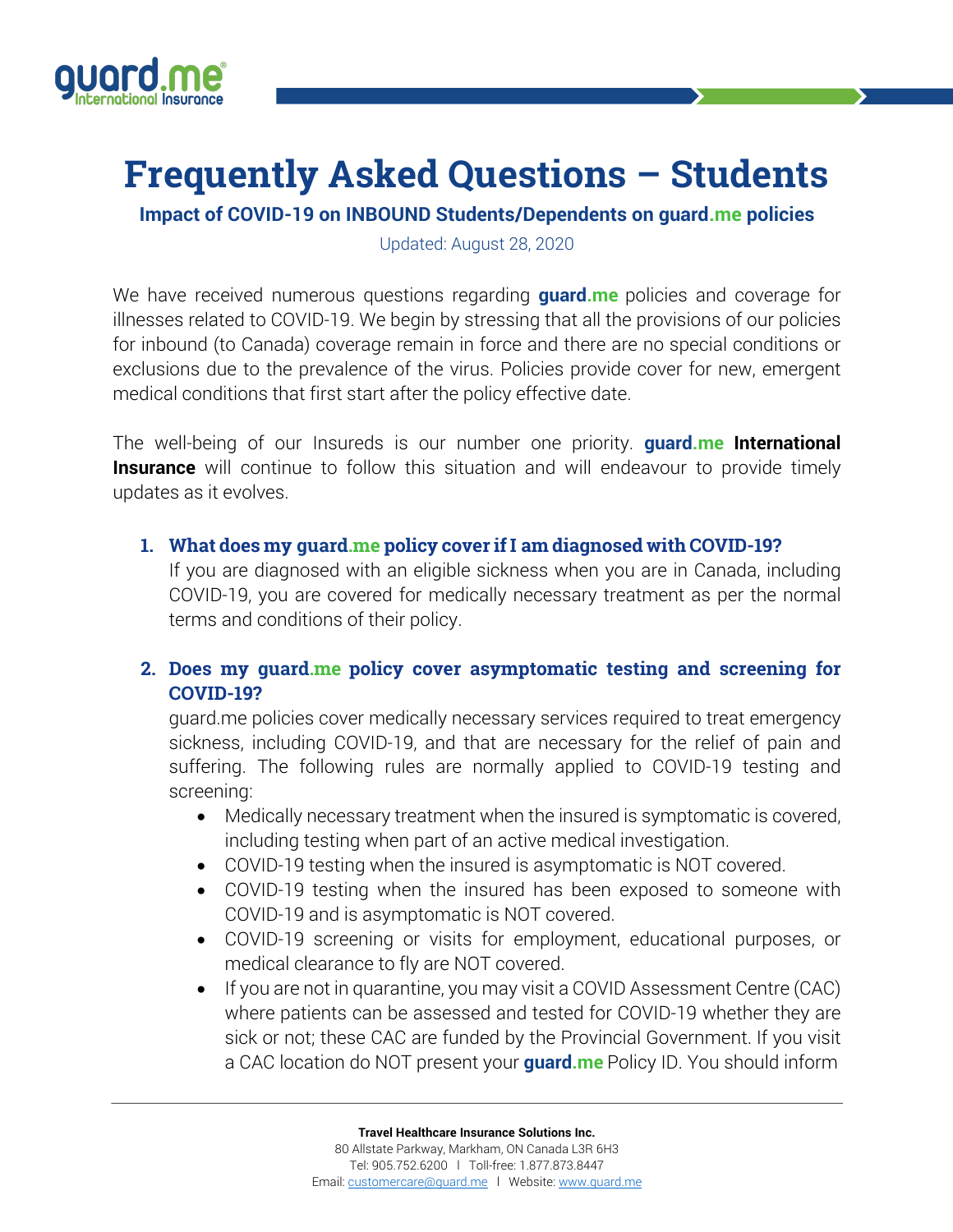# Frequently Asked Questions – Students

### Impact of COVID-19 on INBOUND Students/Dependents on guard.me policies

Updated: August 28, 2020

We have received numerous questions regarding **guard.me** policies and coverage for illnesses related to COVID-19. We begin by stressing that all the provisions of our policies for inbound (to Canada) coverage remain in force and there are no special conditions or exclusions due to the prevalence of the virus. Policies provide cover for new, emergent medical conditions that first start after the policy effective date.

The well-being of our Insureds is our number one priority. **guard.me International Insurance** will continue to follow this situation and will endeavour to provide timely updates as it evolves.

1. **What does my guard.me policy cover if I am diagnosed with COVID-19?**
   If you are diagnosed with an eligible sickness when you are in Canada, including COVID-19, you are covered for medically necessary treatment as per the normal terms and conditions of their policy.

2. **Does my guard.me policy cover asymptomatic testing and screening for COVID-19?**
   guard.me policies cover medically necessary services required to treat emergency sickness, including COVID-19, and that are necessary for the relief of pain and suffering. The following rules are normally applied to COVID-19 testing and screening:
   - Medically necessary treatment when the insured is symptomatic is covered, including testing when part of an active medical investigation.
   - COVID-19 testing when the insured is asymptomatic is NOT covered.
   - COVID-19 testing when the insured has been exposed to someone with COVID-19 and is asymptomatic is NOT covered.
   - COVID-19 screening or visits for employment, educational purposes, or medical clearance to fly are NOT covered.
   - If you are not in quarantine, you may visit a COVID Assessment Centre (CAC) where patients can be assessed and tested for COVID-19 whether they are sick or not; these CAC are funded by the Provincial Government. If you visit a CAC location do NOT present your **guard.me** Policy ID. You should inform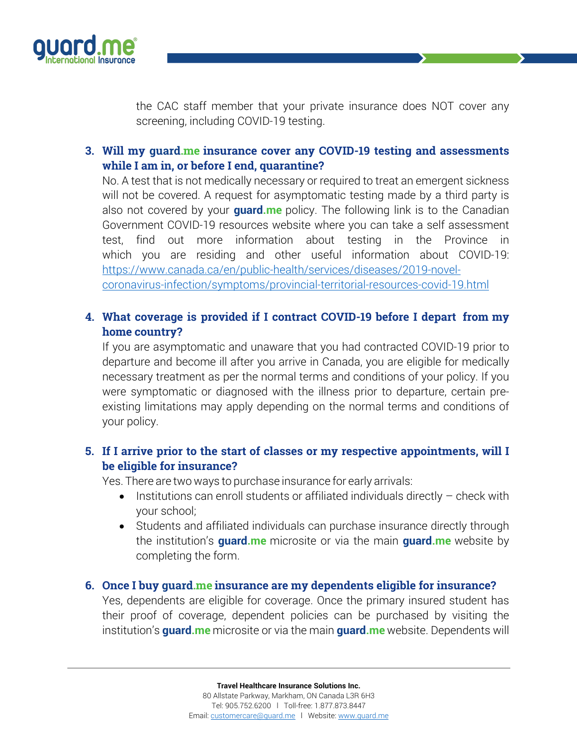the CAC staff member that your private insurance does NOT cover any screening, including COVID-19 testing.

3. **Will my guard.me insurance cover any COVID-19 testing and assessments while I am in, or before I end, quarantine?**

   No. A test that is not medically necessary or required to treat an emergent sickness will not be covered. A request for asymptomatic testing made by a third party is also not covered by your **guard.me** policy. The following link is to the Canadian Government COVID-19 resources website where you can take a self assessment test, find out more information about testing in the Province in which you are residing and other useful information about COVID-19: https://www.canada.ca/en/public-health/services/diseases/2019-novel-coronavirus-infection/symptoms/provincial-territorial-resources-covid-19.html

4. **What coverage is provided if I contract COVID-19 before I depart from my home country?**

   If you are asymptomatic and unaware that you had contracted COVID-19 prior to departure and become ill after you arrive in Canada, you are eligible for medically necessary treatment as per the normal terms and conditions of your policy. If you were symptomatic or diagnosed with the illness prior to departure, certain pre-existing limitations may apply depending on the normal terms and conditions of your policy.

5. **If I arrive prior to the start of classes or my respective appointments, will I be eligible for insurance?**

   Yes. There are two ways to purchase insurance for early arrivals:

   - Institutions can enroll students or affiliated individuals directly – check with your school;
   - Students and affiliated individuals can purchase insurance directly through the institution's **guard.me** microsite or via the main **guard.me** website by completing the form.

6. **Once I buy guard.me insurance are my dependents eligible for insurance?**

   Yes, dependents are eligible for coverage. Once the primary insured student has their proof of coverage, dependent policies can be purchased by visiting the institution's **guard.me** microsite or via the main **guard.me** website. Dependents will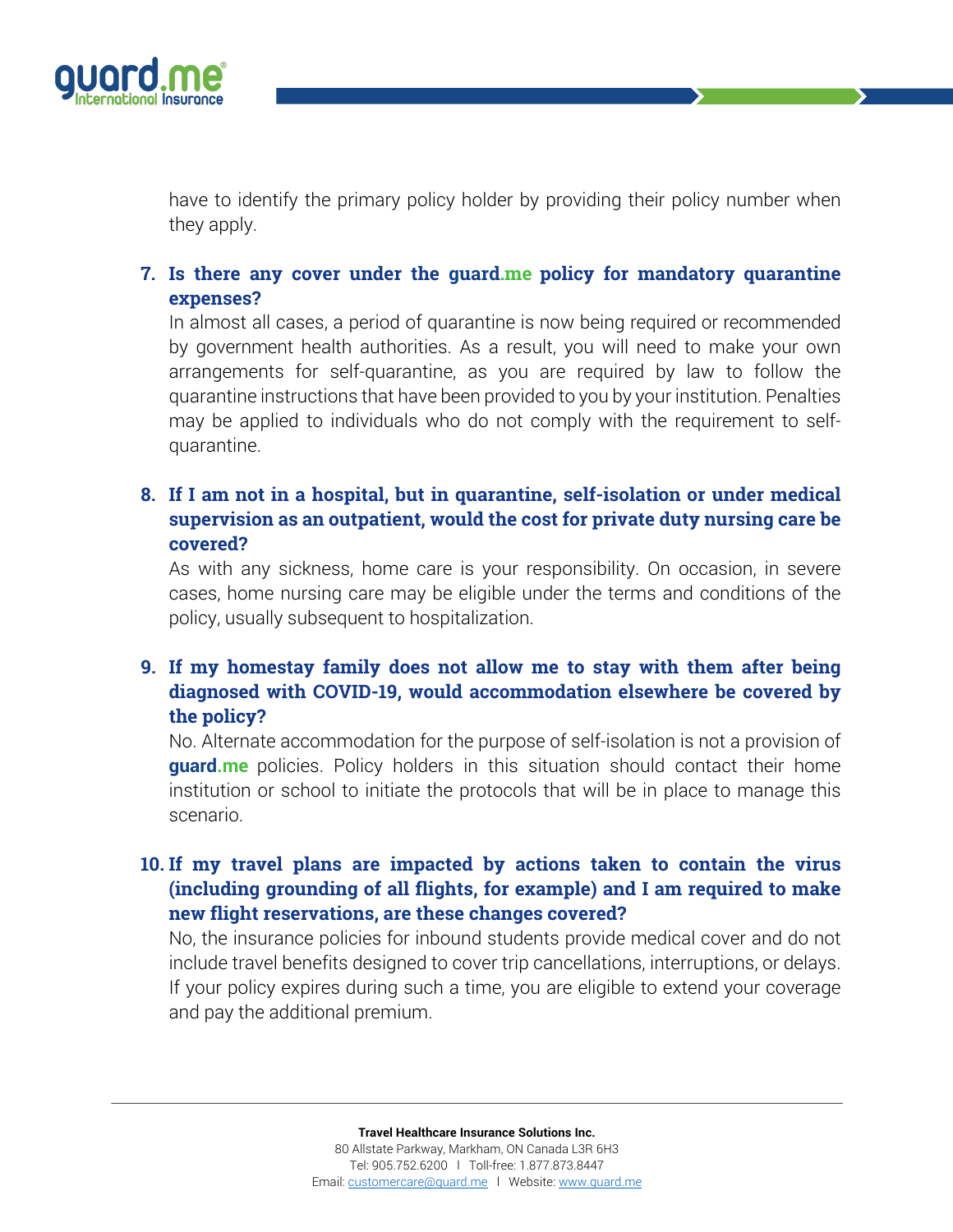have to identify the primary policy holder by providing their policy number when they apply.

7. **Is there any cover under the guard.me policy for mandatory quarantine expenses?**

   In almost all cases, a period of quarantine is now being required or recommended by government health authorities. As a result, you will need to make your own arrangements for self-quarantine, as you are required by law to follow the quarantine instructions that have been provided to you by your institution. Penalties may be applied to individuals who do not comply with the requirement to self-quarantine.

8. **If I am not in a hospital, but in quarantine, self-isolation or under medical supervision as an outpatient, would the cost for private duty nursing care be covered?**

   As with any sickness, home care is your responsibility. On occasion, in severe cases, home nursing care may be eligible under the terms and conditions of the policy, usually subsequent to hospitalization.

9. **If my homestay family does not allow me to stay with them after being diagnosed with COVID-19, would accommodation elsewhere be covered by the policy?**

   No. Alternate accommodation for the purpose of self-isolation is not a provision of **guard.me** policies. Policy holders in this situation should contact their home institution or school to initiate the protocols that will be in place to manage this scenario.

10. **If my travel plans are impacted by actions taken to contain the virus (including grounding of all flights, for example) and I am required to make new flight reservations, are these changes covered?**

    No, the insurance policies for inbound students provide medical cover and do not include travel benefits designed to cover trip cancellations, interruptions, or delays. If your policy expires during such a time, you are eligible to extend your coverage and pay the additional premium.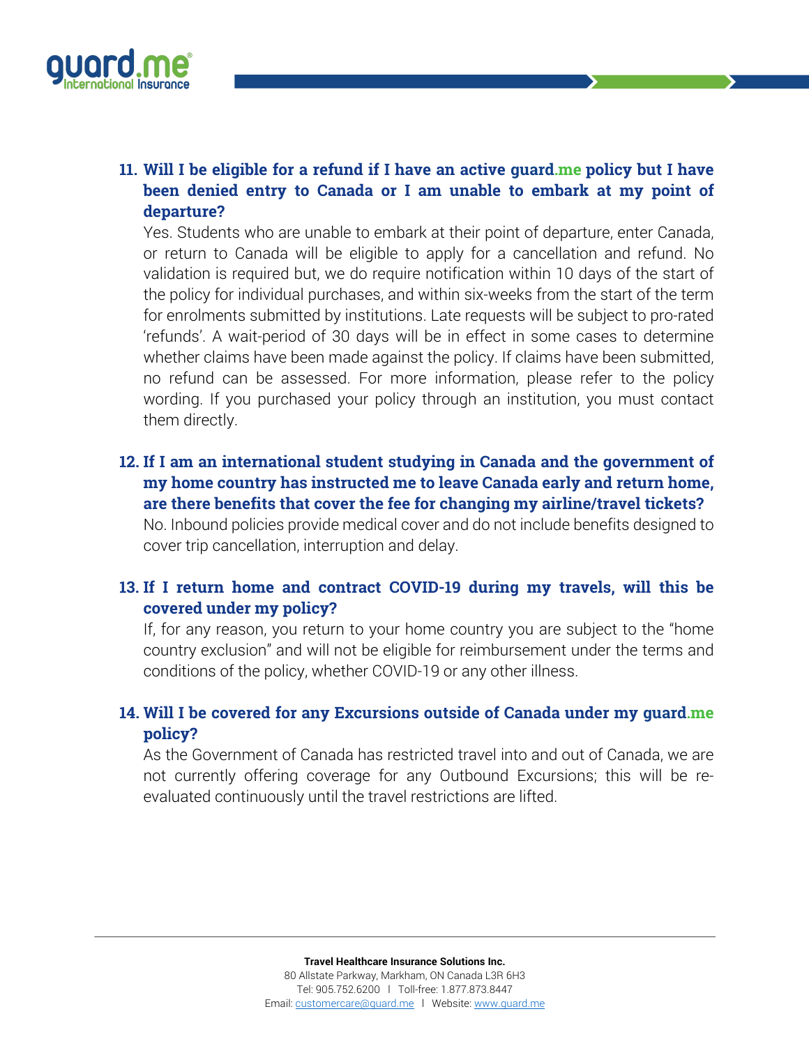11. **Will I be eligible for a refund if I have an active guard.me policy but I have been denied entry to Canada or I am unable to embark at my point of departure?**
    Yes. Students who are unable to embark at their point of departure, enter Canada, or return to Canada will be eligible to apply for a cancellation and refund. No validation is required but, we do require notification within 10 days of the start of the policy for individual purchases, and within six-weeks from the start of the term for enrolments submitted by institutions. Late requests will be subject to pro-rated 'refunds'. A wait-period of 30 days will be in effect in some cases to determine whether claims have been made against the policy. If claims have been submitted, no refund can be assessed. For more information, please refer to the policy wording. If you purchased your policy through an institution, you must contact them directly.

12. **If I am an international student studying in Canada and the government of my home country has instructed me to leave Canada early and return home, are there benefits that cover the fee for changing my airline/travel tickets?**
    No. Inbound policies provide medical cover and do not include benefits designed to cover trip cancellation, interruption and delay.

13. **If I return home and contract COVID-19 during my travels, will this be covered under my policy?**
    If, for any reason, you return to your home country you are subject to the "home country exclusion" and will not be eligible for reimbursement under the terms and conditions of the policy, whether COVID-19 or any other illness.

14. **Will I be covered for any Excursions outside of Canada under my guard.me policy?**
    As the Government of Canada has restricted travel into and out of Canada, we are not currently offering coverage for any Outbound Excursions; this will be re-evaluated continuously until the travel restrictions are lifted.

**Travel Healthcare Insurance Solutions Inc.**
80 Allstate Parkway, Markham, ON Canada L3R 6H3
Tel: 905.752.6200 | Toll-free: 1.877.873.8447
Email: customercare@guard.me | Website: www.guard.me